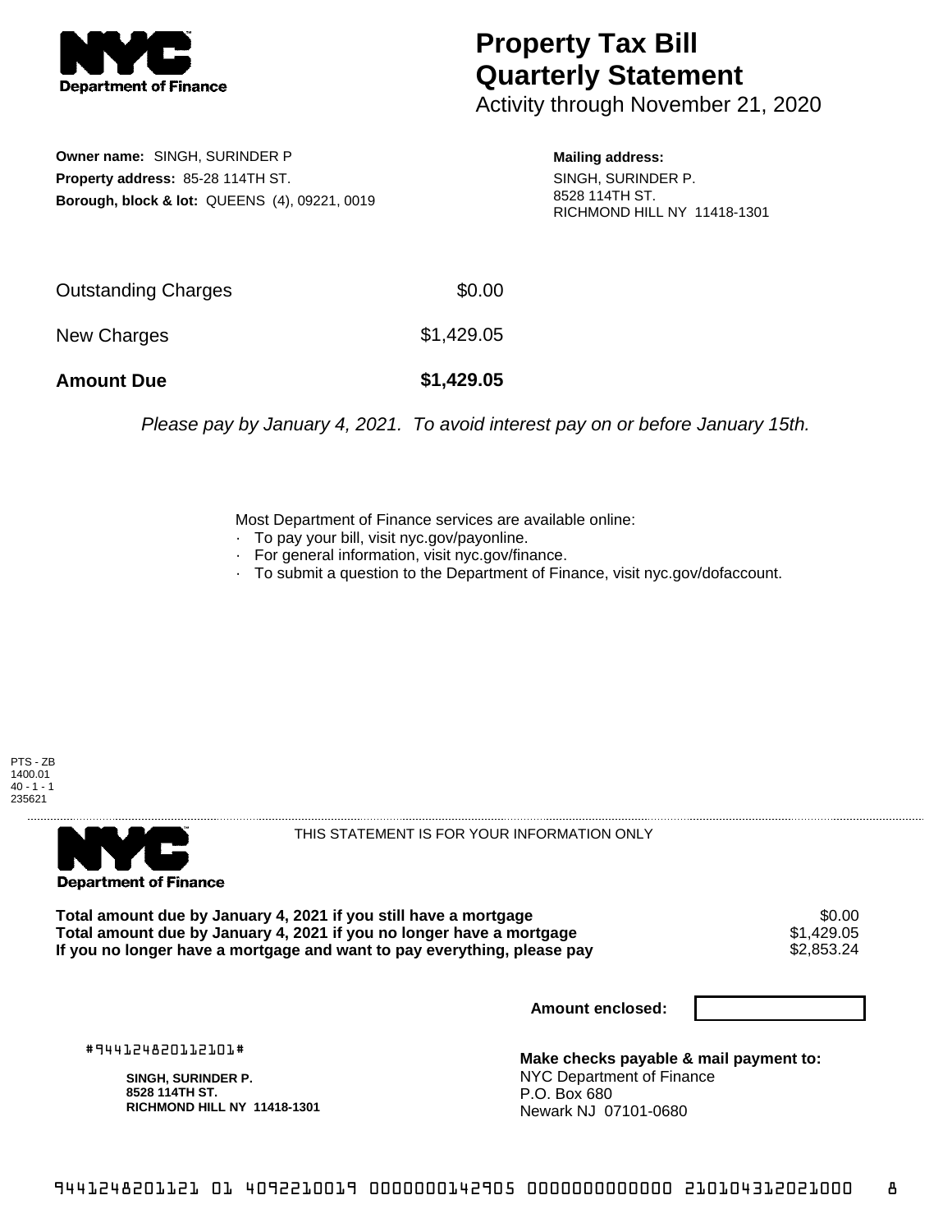# Property Tax Bill Quarterly Statement

Activity through November 21, 2020

**Owner name:** SINGH, SURINDER P
**Property address:** 85-28 114TH ST.
**Borough, block & lot:** QUEENS (4), 09221, 0019

**Mailing address:**
SINGH, SURINDER P.
8528 114TH ST.
RICHMOND HILL NY 11418-1301

| | |
|---|---|
| Outstanding Charges | $0.00 |
| New Charges | $1,429.05 |
| **Amount Due** | **$1,429.05** |

*Please pay by January 4, 2021. To avoid interest pay on or before January 15th.*

Most Department of Finance services are available online:
- To pay your bill, visit nyc.gov/payonline.
- For general information, visit nyc.gov/finance.
- To submit a question to the Department of Finance, visit nyc.gov/dofaccount.

PTS - ZB
1400.01
40 - 1 - 1
235621

THIS STATEMENT IS FOR YOUR INFORMATION ONLY

| | |
|---|---|
| **Total amount due by January 4, 2021 if you still have a mortgage** | $0.00 |
| **Total amount due by January 4, 2021 if you no longer have a mortgage** | $1,429.05 |
| **If you no longer have a mortgage and want to pay everything, please pay** | $2,853.24 |

**Amount enclosed:**

#944124820112101#

**SINGH, SURINDER P.**
**8528 114TH ST.**
**RICHMOND HILL NY 11418-1301**

**Make checks payable & mail payment to:**
NYC Department of Finance
P.O. Box 680
Newark NJ 07101-0680

9441248201121 01 4092210019 0000000142905 0000000000000 210104312021000 8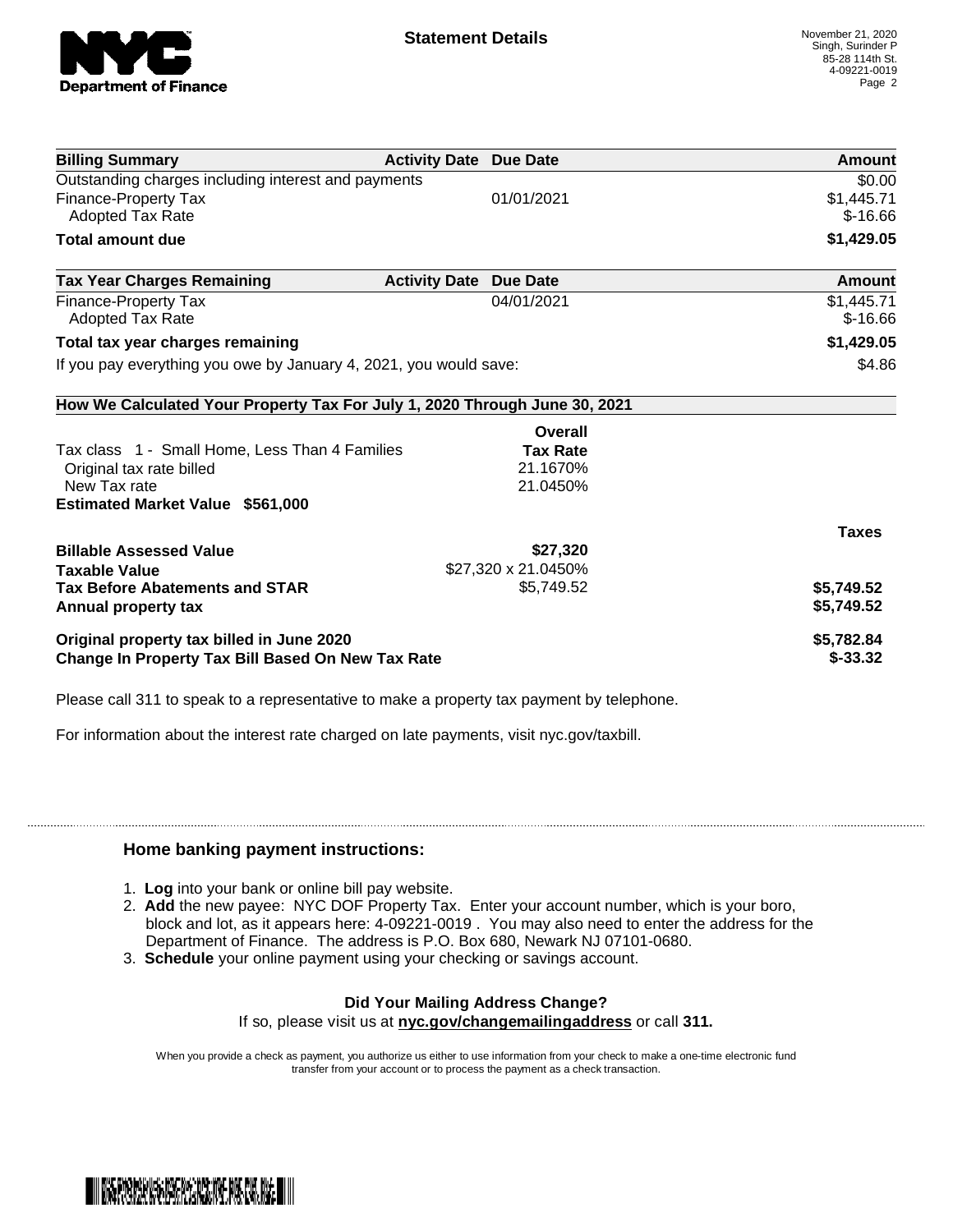Statement Details

November 21, 2020
Singh, Surinder P
85-28 114th St.
4-09221-0019

| Billing Summary | Activity Date | Due Date | Amount |
|---|---|---|---|
| Outstanding charges including interest and payments | | | $0.00 |
| Finance-Property Tax | | 01/01/2021 | $1,445.71 |
| Adopted Tax Rate | | | $-16.66 |
| **Total amount due** | | | **$1,429.05** |

| Tax Year Charges Remaining | Activity Date | Due Date | Amount |
|---|---|---|---|
| Finance-Property Tax | | 04/01/2021 | $1,445.71 |
| Adopted Tax Rate | | | $-16.66 |
| **Total tax year charges remaining** | | | **$1,429.05** |
| If you pay everything you owe by January 4, 2021, you would save: | | | $4.86 |

**How We Calculated Your Property Tax For July 1, 2020 Through June 30, 2021**

| | Overall Tax Rate | |
|---|---|---|
| Tax class 1 - Small Home, Less Than 4 Families | | |
| Original tax rate billed | 21.1670% | |
| New Tax rate | 21.0450% | |
| **Estimated Market Value $561,000** | | |
| | | **Taxes** |
| **Billable Assessed Value** | $27,320 | |
| **Taxable Value** | $27,320 x 21.0450% | |
| **Tax Before Abatements and STAR** | $5,749.52 | $5,749.52 |
| **Annual property tax** | | $5,749.52 |
| **Original property tax billed in June 2020** | | $5,782.84 |
| **Change In Property Tax Bill Based On New Tax Rate** | | $-33.32 |

Please call 311 to speak to a representative to make a property tax payment by telephone.

For information about the interest rate charged on late payments, visit nyc.gov/taxbill.

## Home banking payment instructions:

1. **Log** into your bank or online bill pay website.
2. **Add** the new payee: NYC DOF Property Tax. Enter your account number, which is your boro, block and lot, as it appears here: 4-09221-0019 . You may also need to enter the address for the Department of Finance. The address is P.O. Box 680, Newark NJ 07101-0680.
3. **Schedule** your online payment using your checking or savings account.

**Did Your Mailing Address Change?**

If so, please visit us at **nyc.gov/changemailingaddress** or call **311.**

When you provide a check as payment, you authorize us either to use information from your check to make a one-time electronic fund transfer from your account or to process the payment as a check transaction.